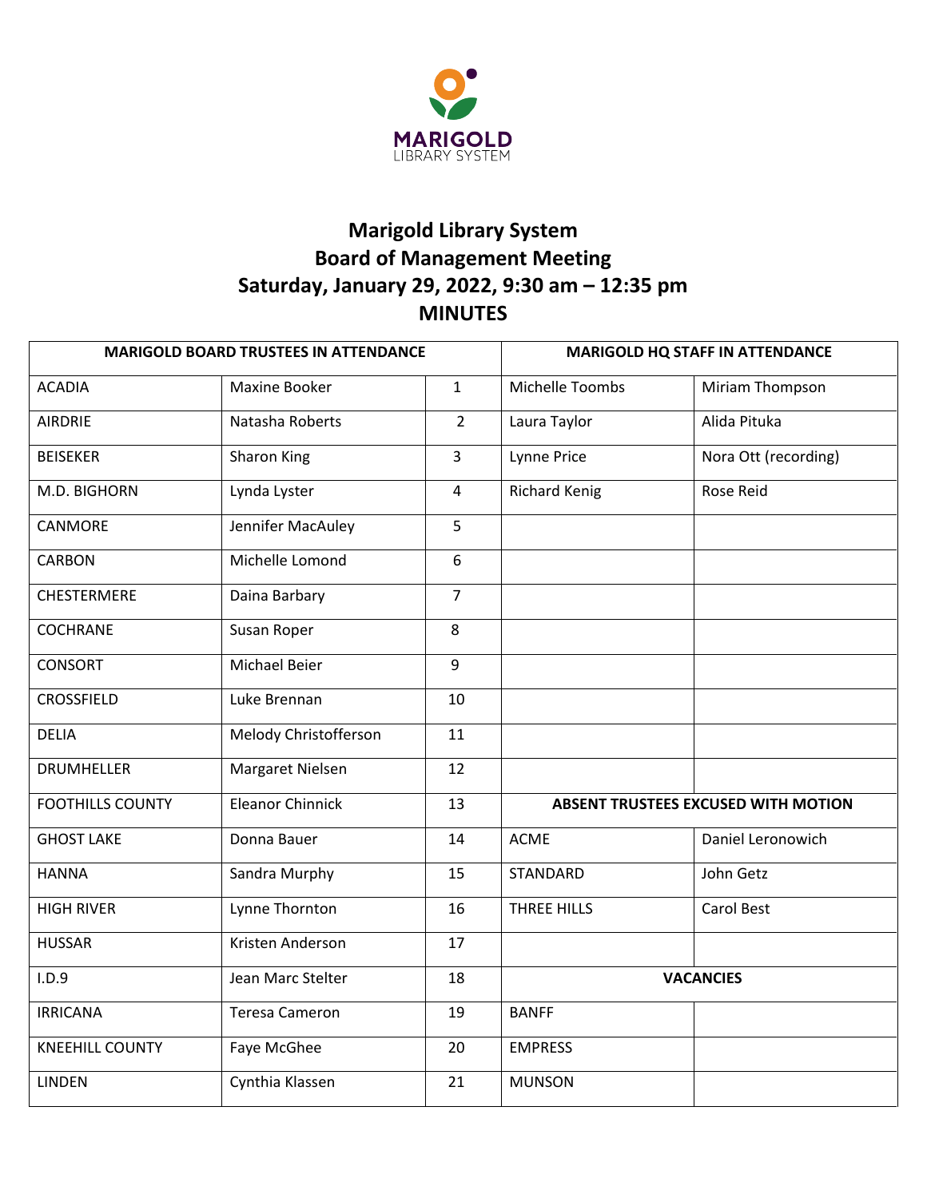MARIGOLD
LIBRARY SYSTEM

# Marigold Library System
# Board of Management Meeting
# Saturday, January 29, 2022, 9:30 am – 12:35 pm
# MINUTES

| MARIGOLD BOARD TRUSTEES IN ATTENDANCE | | | MARIGOLD HQ STAFF IN ATTENDANCE | |
|---|---|---|---|---|
| ACADIA | Maxine Booker | 1 | Michelle Toombs | Miriam Thompson |
| AIRDRIE | Natasha Roberts | 2 | Laura Taylor | Alida Pituka |
| BEISEKER | Sharon King | 3 | Lynne Price | Nora Ott (recording) |
| M.D. BIGHORN | Lynda Lyster | 4 | Richard Kenig | Rose Reid |
| CANMORE | Jennifer MacAuley | 5 | | |
| CARBON | Michelle Lomond | 6 | | |
| CHESTERMERE | Daina Barbary | 7 | | |
| COCHRANE | Susan Roper | 8 | | |
| CONSORT | Michael Beier | 9 | | |
| CROSSFIELD | Luke Brennan | 10 | | |
| DELIA | Melody Christofferson | 11 | | |
| DRUMHELLER | Margaret Nielsen | 12 | | |
| FOOTHILLS COUNTY | Eleanor Chinnick | 13 | **ABSENT TRUSTEES EXCUSED WITH MOTION** | |
| GHOST LAKE | Donna Bauer | 14 | ACME | Daniel Leronowich |
| HANNA | Sandra Murphy | 15 | STANDARD | John Getz |
| HIGH RIVER | Lynne Thornton | 16 | THREE HILLS | Carol Best |
| HUSSAR | Kristen Anderson | 17 | | |
| I.D.9 | Jean Marc Stelter | 18 | **VACANCIES** | |
| IRRICANA | Teresa Cameron | 19 | BANFF | |
| KNEEHILL COUNTY | Faye McGhee | 20 | EMPRESS | |
| LINDEN | Cynthia Klassen | 21 | MUNSON | |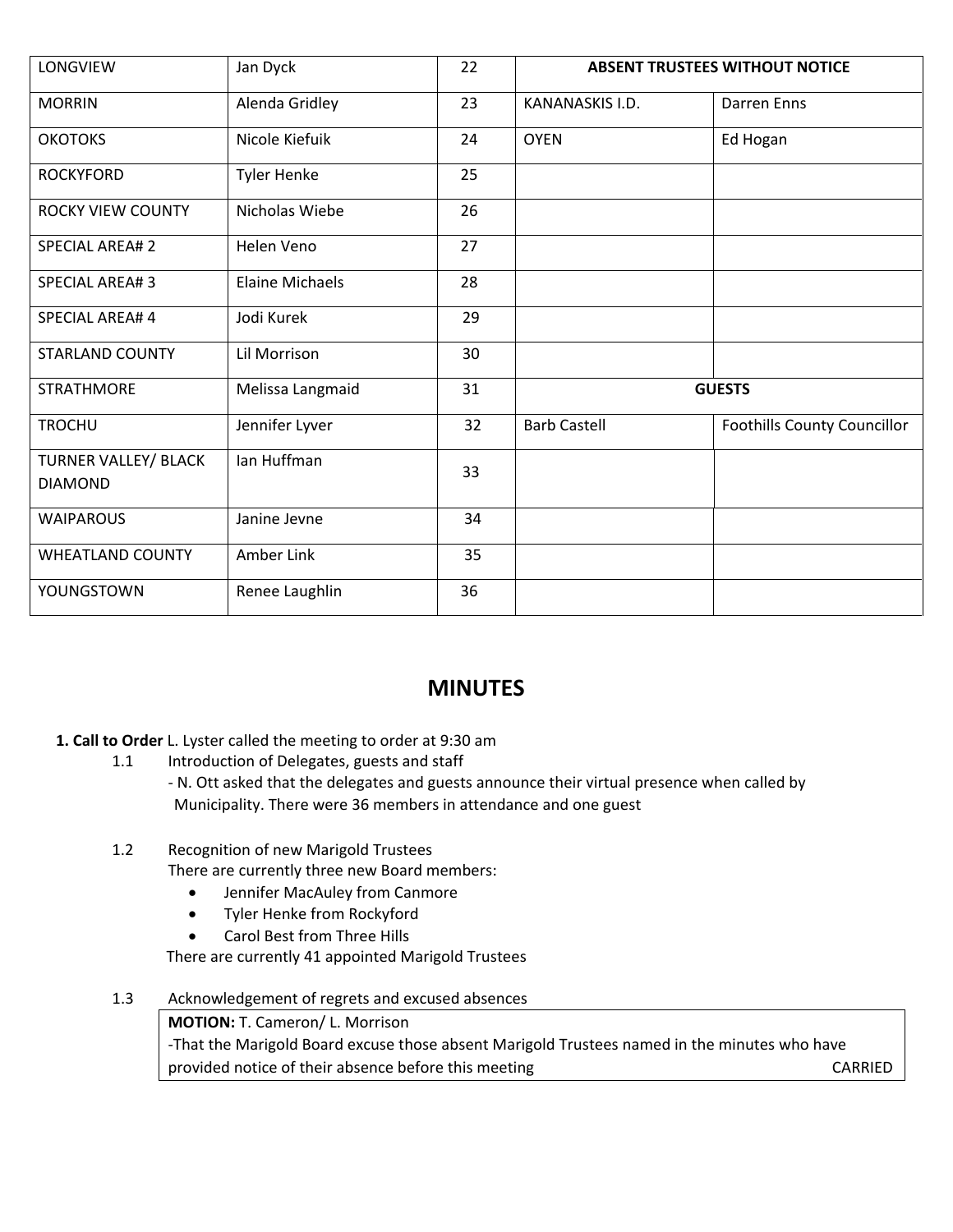| | | | | |
|---|---|---|---|---|
| LONGVIEW | Jan Dyck | 22 | **ABSENT TRUSTEES WITHOUT NOTICE** | |
| MORRIN | Alenda Gridley | 23 | KANANASKIS I.D. | Darren Enns |
| OKOTOKS | Nicole Kiefuik | 24 | OYEN | Ed Hogan |
| ROCKYFORD | Tyler Henke | 25 | | |
| ROCKY VIEW COUNTY | Nicholas Wiebe | 26 | | |
| SPECIAL AREA# 2 | Helen Veno | 27 | | |
| SPECIAL AREA# 3 | Elaine Michaels | 28 | | |
| SPECIAL AREA# 4 | Jodi Kurek | 29 | | |
| STARLAND COUNTY | Lil Morrison | 30 | | |
| STRATHMORE | Melissa Langmaid | 31 | **GUESTS** | |
| TROCHU | Jennifer Lyver | 32 | Barb Castell | Foothills County Councillor |
| TURNER VALLEY/ BLACK DIAMOND | Ian Huffman | 33 | | |
| WAIPAROUS | Janine Jevne | 34 | | |
| WHEATLAND COUNTY | Amber Link | 35 | | |
| YOUNGSTOWN | Renee Laughlin | 36 | | |

## MINUTES

**1. Call to Order** L. Lyster called the meeting to order at 9:30 am

1.1 Introduction of Delegates, guests and staff

- N. Ott asked that the delegates and guests announce their virtual presence when called by Municipality. There were 36 members in attendance and one guest

1.2 Recognition of new Marigold Trustees

There are currently three new Board members:

- Jennifer MacAuley from Canmore
- Tyler Henke from Rockyford
- Carol Best from Three Hills

There are currently 41 appointed Marigold Trustees

1.3 Acknowledgement of regrets and excused absences

> **MOTION:** T. Cameron/ L. Morrison
> -That the Marigold Board excuse those absent Marigold Trustees named in the minutes who have provided notice of their absence before this meeting CARRIED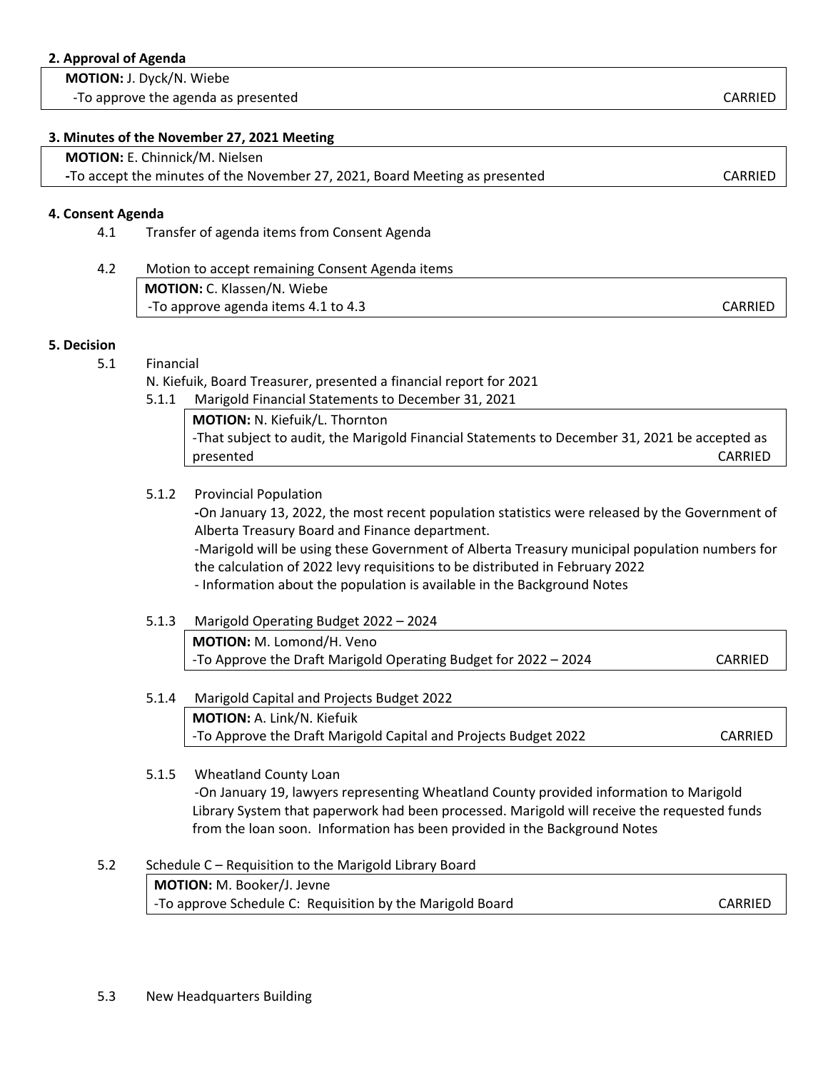**2. Approval of Agenda**

**MOTION:** J. Dyck/N. Wiebe
-To approve the agenda as presented — CARRIED

**3. Minutes of the November 27, 2021 Meeting**

**MOTION:** E. Chinnick/M. Nielsen
-To accept the minutes of the November 27, 2021, Board Meeting as presented — CARRIED

**4. Consent Agenda**

4.1 Transfer of agenda items from Consent Agenda

4.2 Motion to accept remaining Consent Agenda items

**MOTION:** C. Klassen/N. Wiebe
-To approve agenda items 4.1 to 4.3 — CARRIED

**5. Decision**

5.1 Financial

N. Kiefuik, Board Treasurer, presented a financial report for 2021

5.1.1 Marigold Financial Statements to December 31, 2021

**MOTION:** N. Kiefuik/L. Thornton
-That subject to audit, the Marigold Financial Statements to December 31, 2021 be accepted as presented — CARRIED

5.1.2 Provincial Population

-On January 13, 2022, the most recent population statistics were released by the Government of Alberta Treasury Board and Finance department.
-Marigold will be using these Government of Alberta Treasury municipal population numbers for the calculation of 2022 levy requisitions to be distributed in February 2022
- Information about the population is available in the Background Notes

5.1.3 Marigold Operating Budget 2022 – 2024

**MOTION:** M. Lomond/H. Veno
-To Approve the Draft Marigold Operating Budget for 2022 – 2024 — CARRIED

5.1.4 Marigold Capital and Projects Budget 2022

**MOTION:** A. Link/N. Kiefuik
-To Approve the Draft Marigold Capital and Projects Budget 2022 — CARRIED

5.1.5 Wheatland County Loan

-On January 19, lawyers representing Wheatland County provided information to Marigold Library System that paperwork had been processed. Marigold will receive the requested funds from the loan soon. Information has been provided in the Background Notes

5.2 Schedule C – Requisition to the Marigold Library Board

**MOTION:** M. Booker/J. Jevne
-To approve Schedule C: Requisition by the Marigold Board — CARRIED

5.3 New Headquarters Building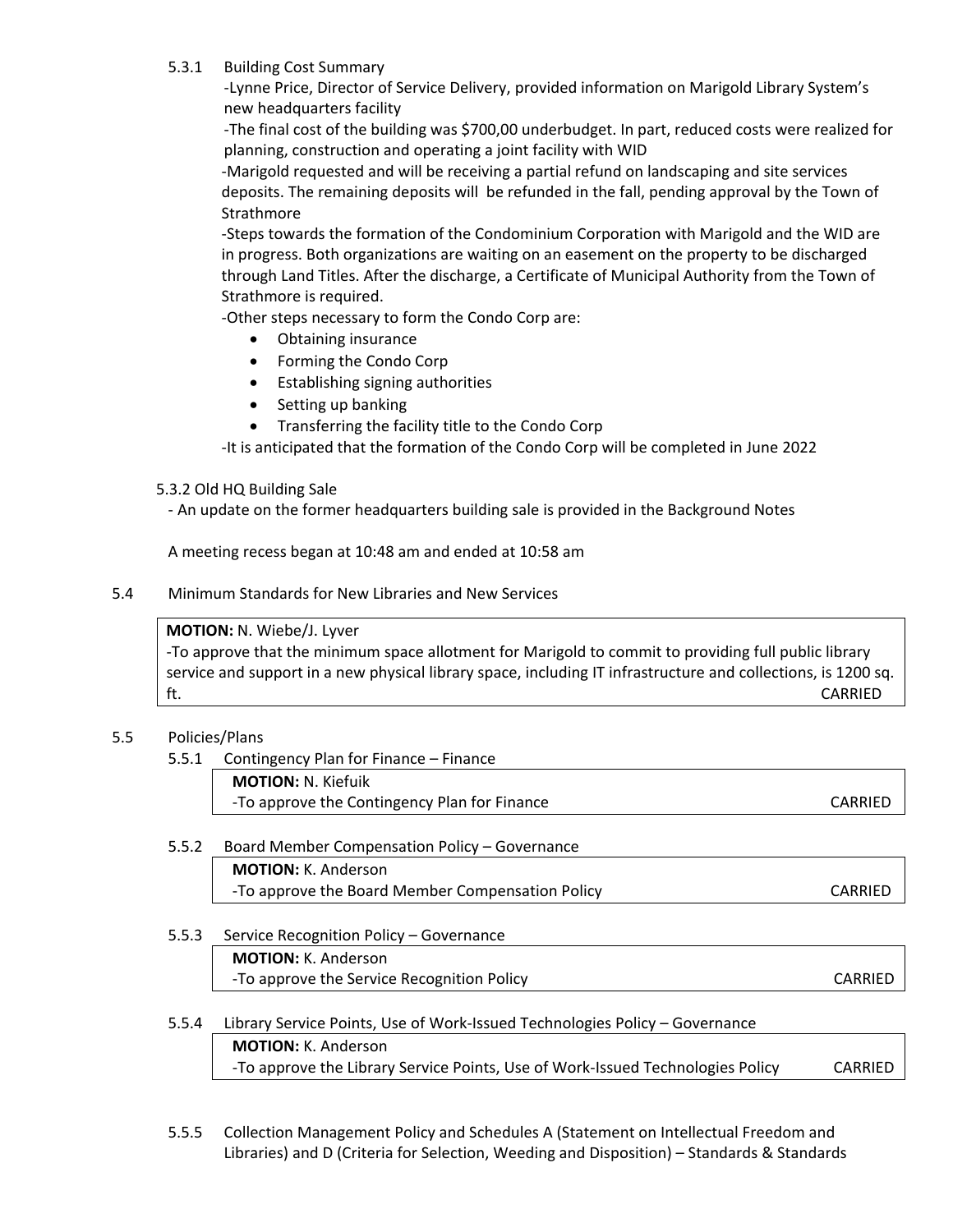5.3.1 Building Cost Summary

-Lynne Price, Director of Service Delivery, provided information on Marigold Library System's new headquarters facility

-The final cost of the building was $700,00 underbudget. In part, reduced costs were realized for planning, construction and operating a joint facility with WID

-Marigold requested and will be receiving a partial refund on landscaping and site services deposits. The remaining deposits will be refunded in the fall, pending approval by the Town of Strathmore

-Steps towards the formation of the Condominium Corporation with Marigold and the WID are in progress. Both organizations are waiting on an easement on the property to be discharged through Land Titles. After the discharge, a Certificate of Municipal Authority from the Town of Strathmore is required.

-Other steps necessary to form the Condo Corp are:

- Obtaining insurance
- Forming the Condo Corp
- Establishing signing authorities
- Setting up banking
- Transferring the facility title to the Condo Corp

-It is anticipated that the formation of the Condo Corp will be completed in June 2022

5.3.2 Old HQ Building Sale

- An update on the former headquarters building sale is provided in the Background Notes

A meeting recess began at 10:48 am and ended at 10:58 am

5.4 Minimum Standards for New Libraries and New Services

**MOTION:** N. Wiebe/J. Lyver
-To approve that the minimum space allotment for Marigold to commit to providing full public library service and support in a new physical library space, including IT infrastructure and collections, is 1200 sq. ft. CARRIED

5.5 Policies/Plans

5.5.1 Contingency Plan for Finance – Finance

**MOTION:** N. Kiefuik
-To approve the Contingency Plan for Finance CARRIED

5.5.2 Board Member Compensation Policy – Governance

**MOTION:** K. Anderson
-To approve the Board Member Compensation Policy CARRIED

5.5.3 Service Recognition Policy – Governance

**MOTION:** K. Anderson
-To approve the Service Recognition Policy CARRIED

5.5.4 Library Service Points, Use of Work-Issued Technologies Policy – Governance

**MOTION:** K. Anderson
-To approve the Library Service Points, Use of Work-Issued Technologies Policy CARRIED

5.5.5 Collection Management Policy and Schedules A (Statement on Intellectual Freedom and Libraries) and D (Criteria for Selection, Weeding and Disposition) – Standards & Standards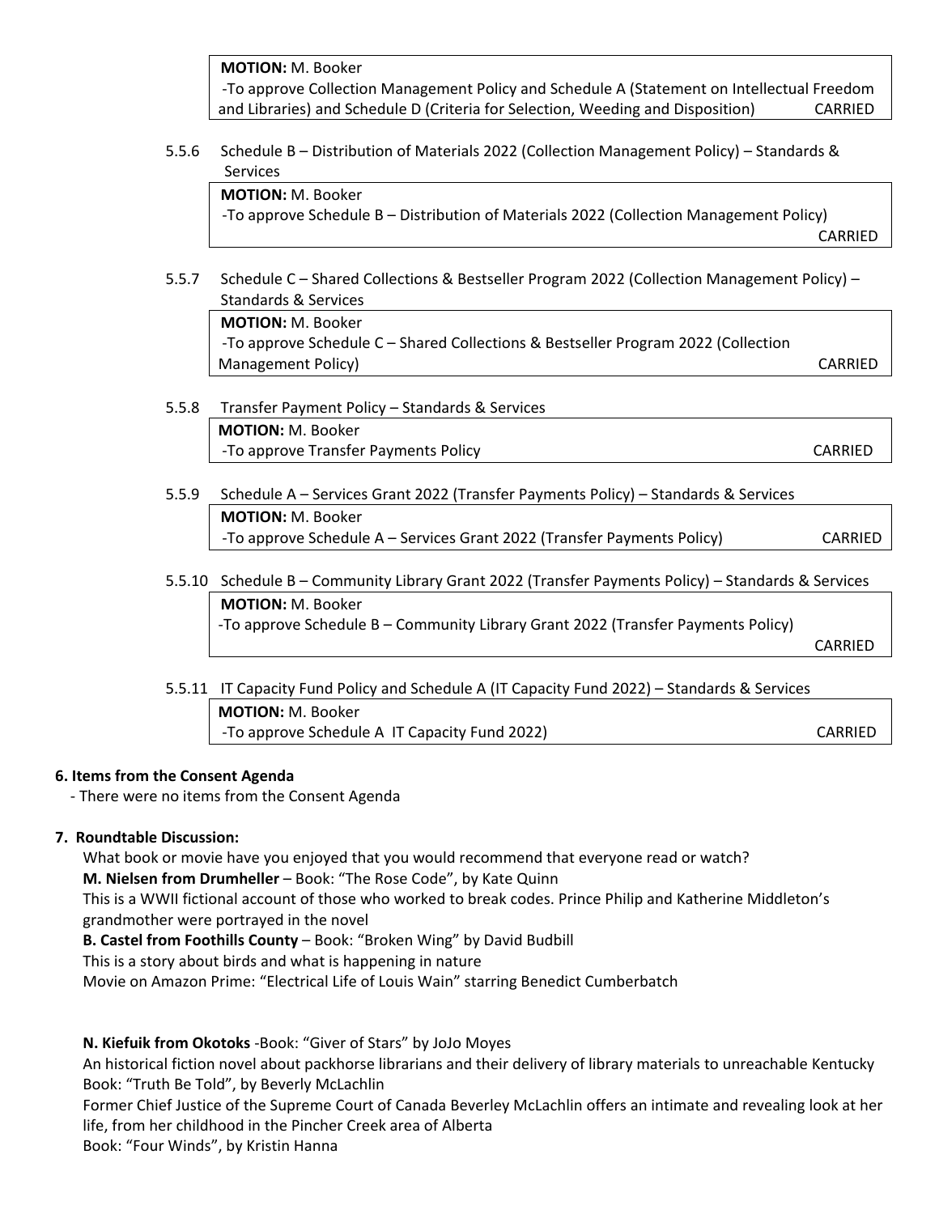**MOTION:** M. Booker
-To approve Collection Management Policy and Schedule A (Statement on Intellectual Freedom and Libraries) and Schedule D (Criteria for Selection, Weeding and Disposition) CARRIED

5.5.6 Schedule B – Distribution of Materials 2022 (Collection Management Policy) – Standards & Services

**MOTION:** M. Booker
-To approve Schedule B – Distribution of Materials 2022 (Collection Management Policy) CARRIED

5.5.7 Schedule C – Shared Collections & Bestseller Program 2022 (Collection Management Policy) – Standards & Services

**MOTION:** M. Booker
-To approve Schedule C – Shared Collections & Bestseller Program 2022 (Collection Management Policy) CARRIED

5.5.8 Transfer Payment Policy – Standards & Services

**MOTION:** M. Booker
-To approve Transfer Payments Policy CARRIED

5.5.9 Schedule A – Services Grant 2022 (Transfer Payments Policy) – Standards & Services

**MOTION:** M. Booker
-To approve Schedule A – Services Grant 2022 (Transfer Payments Policy) CARRIED

5.5.10 Schedule B – Community Library Grant 2022 (Transfer Payments Policy) – Standards & Services

**MOTION:** M. Booker
-To approve Schedule B – Community Library Grant 2022 (Transfer Payments Policy) CARRIED

5.5.11 IT Capacity Fund Policy and Schedule A (IT Capacity Fund 2022) – Standards & Services

**MOTION:** M. Booker
-To approve Schedule A IT Capacity Fund 2022) CARRIED

**6. Items from the Consent Agenda**

- There were no items from the Consent Agenda

**7. Roundtable Discussion:**

What book or movie have you enjoyed that you would recommend that everyone read or watch?

**M. Nielsen from Drumheller** – Book: "The Rose Code", by Kate Quinn
This is a WWII fictional account of those who worked to break codes. Prince Philip and Katherine Middleton's grandmother were portrayed in the novel

**B. Castel from Foothills County** – Book: "Broken Wing" by David Budbill
This is a story about birds and what is happening in nature
Movie on Amazon Prime: "Electrical Life of Louis Wain" starring Benedict Cumberbatch

**N. Kiefuik from Okotoks** -Book: "Giver of Stars" by JoJo Moyes
An historical fiction novel about packhorse librarians and their delivery of library materials to unreachable Kentucky
Book: "Truth Be Told", by Beverly McLachlin
Former Chief Justice of the Supreme Court of Canada Beverley McLachlin offers an intimate and revealing look at her life, from her childhood in the Pincher Creek area of Alberta
Book: "Four Winds", by Kristin Hanna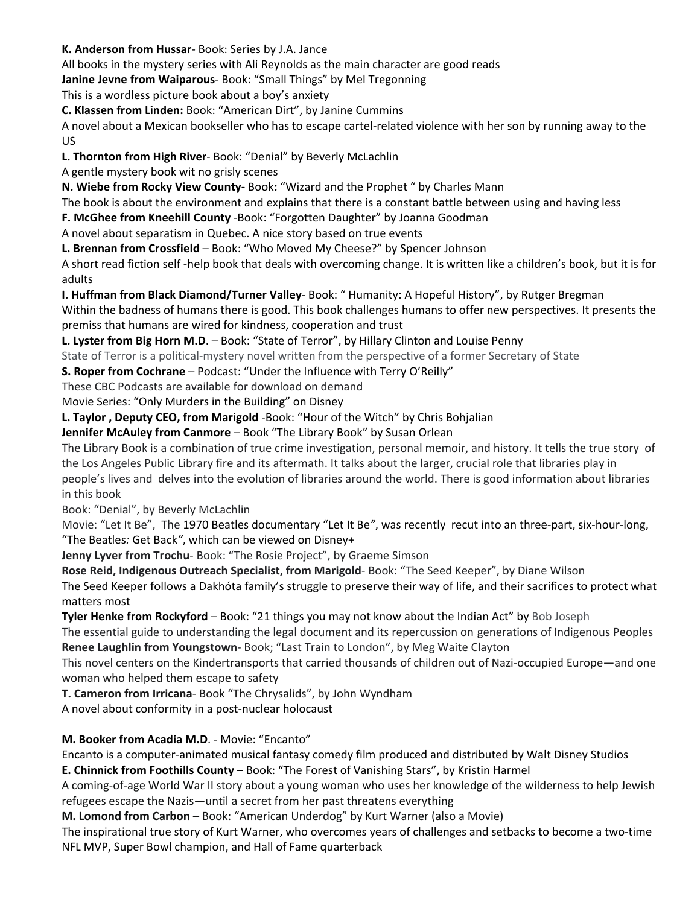**K. Anderson from Hussar**- Book: Series by J.A. Jance

All books in the mystery series with Ali Reynolds as the main character are good reads

**Janine Jevne from Waiparous**- Book: "Small Things" by Mel Tregonning

This is a wordless picture book about a boy's anxiety

**C. Klassen from Linden:** Book: "American Dirt", by Janine Cummins

A novel about a Mexican bookseller who has to escape cartel-related violence with her son by running away to the US

**L. Thornton from High River**- Book: "Denial" by Beverly McLachlin

A gentle mystery book wit no grisly scenes

**N. Wiebe from Rocky View County-** Book**:** "Wizard and the Prophet " by Charles Mann

The book is about the environment and explains that there is a constant battle between using and having less

**F. McGhee from Kneehill County** -Book: "Forgotten Daughter" by Joanna Goodman

A novel about separatism in Quebec. A nice story based on true events

**L. Brennan from Crossfield** – Book: "Who Moved My Cheese?" by Spencer Johnson

A short read fiction self -help book that deals with overcoming change. It is written like a children's book, but it is for adults

**I. Huffman from Black Diamond/Turner Valley**- Book: " Humanity: A Hopeful History", by Rutger Bregman

Within the badness of humans there is good. This book challenges humans to offer new perspectives. It presents the premiss that humans are wired for kindness, cooperation and trust

**L. Lyster from Big Horn M.D**. – Book: "State of Terror", by Hillary Clinton and Louise Penny

State of Terror is a political-mystery novel written from the perspective of a former Secretary of State

**S. Roper from Cochrane** – Podcast: "Under the Influence with Terry O'Reilly"

These CBC Podcasts are available for download on demand

Movie Series: "Only Murders in the Building" on Disney

**L. Taylor , Deputy CEO, from Marigold** -Book: "Hour of the Witch" by Chris Bohjalian

**Jennifer McAuley from Canmore** – Book "The Library Book" by Susan Orlean

The Library Book is a combination of true crime investigation, personal memoir, and history. It tells the true story of the Los Angeles Public Library fire and its aftermath. It talks about the larger, crucial role that libraries play in people's lives and delves into the evolution of libraries around the world. There is good information about libraries in this book

Book: "Denial", by Beverly McLachlin

Movie: "Let It Be", The 1970 Beatles documentary "Let It Be*"*, was recently recut into an three-part, six-hour-long, "The Beatles*:* Get Back*"*, which can be viewed on Disney+

**Jenny Lyver from Trochu**- Book: "The Rosie Project", by Graeme Simson

**Rose Reid, Indigenous Outreach Specialist, from Marigold**- Book: "The Seed Keeper", by Diane Wilson

The Seed Keeper follows a Dakhóta family's struggle to preserve their way of life, and their sacrifices to protect what matters most

**Tyler Henke from Rockyford** – Book: "21 things you may not know about the Indian Act" by Bob Joseph

The essential guide to understanding the legal document and its repercussion on generations of Indigenous Peoples

**Renee Laughlin from Youngstown**- Book; "Last Train to London", by Meg Waite Clayton

This novel centers on the Kindertransports that carried thousands of children out of Nazi-occupied Europe—and one woman who helped them escape to safety

**T. Cameron from Irricana**- Book "The Chrysalids", by John Wyndham

A novel about conformity in a post-nuclear holocaust

**M. Booker from Acadia M.D**. - Movie: "Encanto"

Encanto is a computer-animated musical fantasy comedy film produced and distributed by Walt Disney Studios

**E. Chinnick from Foothills County** – Book: "The Forest of Vanishing Stars", by Kristin Harmel

A coming-of-age World War II story about a young woman who uses her knowledge of the wilderness to help Jewish refugees escape the Nazis—until a secret from her past threatens everything

**M. Lomond from Carbon** – Book: "American Underdog" by Kurt Warner (also a Movie)

The inspirational true story of Kurt Warner, who overcomes years of challenges and setbacks to become a two-time NFL MVP, Super Bowl champion, and Hall of Fame quarterback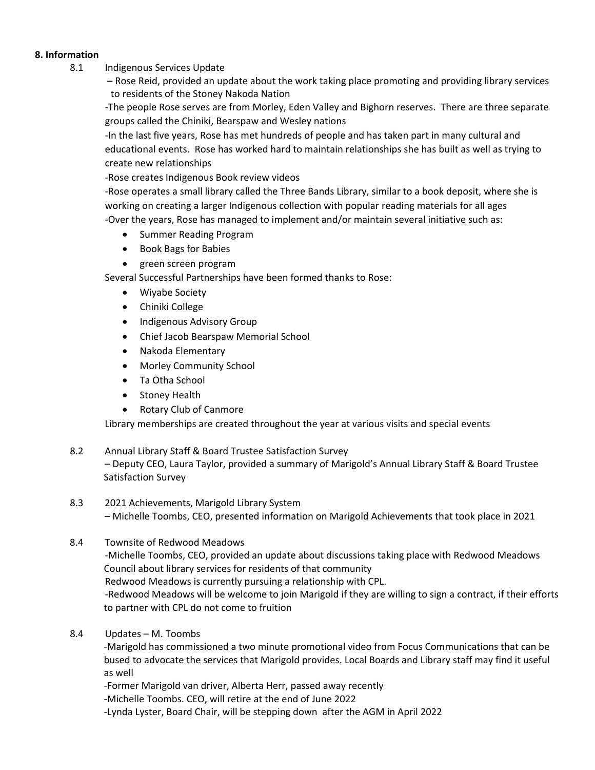**8. Information**

8.1 Indigenous Services Update

– Rose Reid, provided an update about the work taking place promoting and providing library services to residents of the Stoney Nakoda Nation

-The people Rose serves are from Morley, Eden Valley and Bighorn reserves. There are three separate groups called the Chiniki, Bearspaw and Wesley nations

-In the last five years, Rose has met hundreds of people and has taken part in many cultural and educational events. Rose has worked hard to maintain relationships she has built as well as trying to create new relationships

-Rose creates Indigenous Book review videos

-Rose operates a small library called the Three Bands Library, similar to a book deposit, where she is working on creating a larger Indigenous collection with popular reading materials for all ages

-Over the years, Rose has managed to implement and/or maintain several initiative such as:

- Summer Reading Program
- Book Bags for Babies
- green screen program

Several Successful Partnerships have been formed thanks to Rose:

- Wiyabe Society
- Chiniki College
- Indigenous Advisory Group
- Chief Jacob Bearspaw Memorial School
- Nakoda Elementary
- Morley Community School
- Ta Otha School
- Stoney Health
- Rotary Club of Canmore

Library memberships are created throughout the year at various visits and special events

8.2 Annual Library Staff & Board Trustee Satisfaction Survey

– Deputy CEO, Laura Taylor, provided a summary of Marigold's Annual Library Staff & Board Trustee Satisfaction Survey

8.3 2021 Achievements, Marigold Library System

– Michelle Toombs, CEO, presented information on Marigold Achievements that took place in 2021

8.4 Townsite of Redwood Meadows

-Michelle Toombs, CEO, provided an update about discussions taking place with Redwood Meadows Council about library services for residents of that community

Redwood Meadows is currently pursuing a relationship with CPL.

-Redwood Meadows will be welcome to join Marigold if they are willing to sign a contract, if their efforts to partner with CPL do not come to fruition

8.4 Updates – M. Toombs

-Marigold has commissioned a two minute promotional video from Focus Communications that can be bused to advocate the services that Marigold provides. Local Boards and Library staff may find it useful as well

-Former Marigold van driver, Alberta Herr, passed away recently

-Michelle Toombs. CEO, will retire at the end of June 2022

-Lynda Lyster, Board Chair, will be stepping down after the AGM in April 2022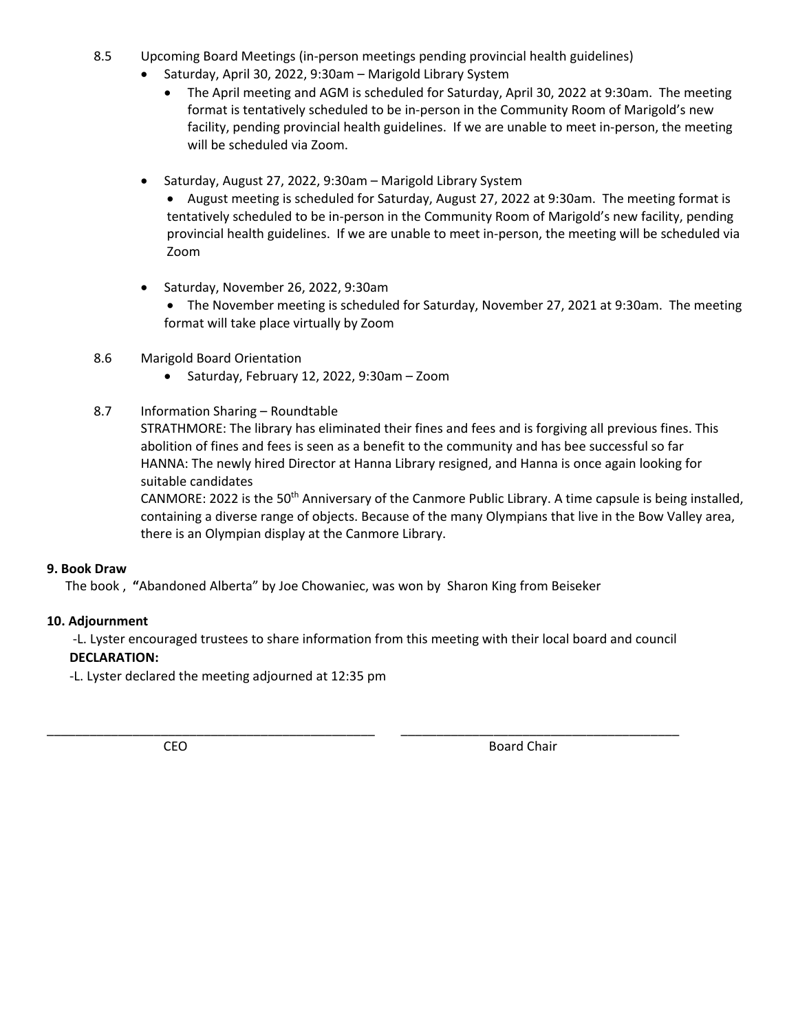8.5 Upcoming Board Meetings (in-person meetings pending provincial health guidelines)

- Saturday, April 30, 2022, 9:30am – Marigold Library System
  - The April meeting and AGM is scheduled for Saturday, April 30, 2022 at 9:30am. The meeting format is tentatively scheduled to be in-person in the Community Room of Marigold's new facility, pending provincial health guidelines. If we are unable to meet in-person, the meeting will be scheduled via Zoom.

- Saturday, August 27, 2022, 9:30am – Marigold Library System
  - August meeting is scheduled for Saturday, August 27, 2022 at 9:30am. The meeting format is tentatively scheduled to be in-person in the Community Room of Marigold's new facility, pending provincial health guidelines. If we are unable to meet in-person, the meeting will be scheduled via Zoom

- Saturday, November 26, 2022, 9:30am
  - The November meeting is scheduled for Saturday, November 27, 2021 at 9:30am. The meeting format will take place virtually by Zoom

8.6 Marigold Board Orientation

- Saturday, February 12, 2022, 9:30am – Zoom

8.7 Information Sharing – Roundtable

STRATHMORE: The library has eliminated their fines and fees and is forgiving all previous fines. This abolition of fines and fees is seen as a benefit to the community and has bee successful so far

HANNA: The newly hired Director at Hanna Library resigned, and Hanna is once again looking for suitable candidates

CANMORE: 2022 is the 50th Anniversary of the Canmore Public Library. A time capsule is being installed, containing a diverse range of objects. Because of the many Olympians that live in the Bow Valley area, there is an Olympian display at the Canmore Library.

**9. Book Draw**

The book , **"**Abandoned Alberta" by Joe Chowaniec, was won by Sharon King from Beiseker

**10. Adjournment**

-L. Lyster encouraged trustees to share information from this meeting with their local board and council

**DECLARATION:**

-L. Lyster declared the meeting adjourned at 12:35 pm

\_\_\_\_\_\_\_\_\_\_\_\_\_\_\_\_\_\_\_\_\_\_\_\_\_\_\_\_\_\_\_\_\_\_\_\_\_\_\_\_\_\_\_\_ CEO

\_\_\_\_\_\_\_\_\_\_\_\_\_\_\_\_\_\_\_\_\_\_\_\_\_\_\_\_\_\_\_\_\_\_\_\_\_\_\_\_\_\_\_\_ Board Chair